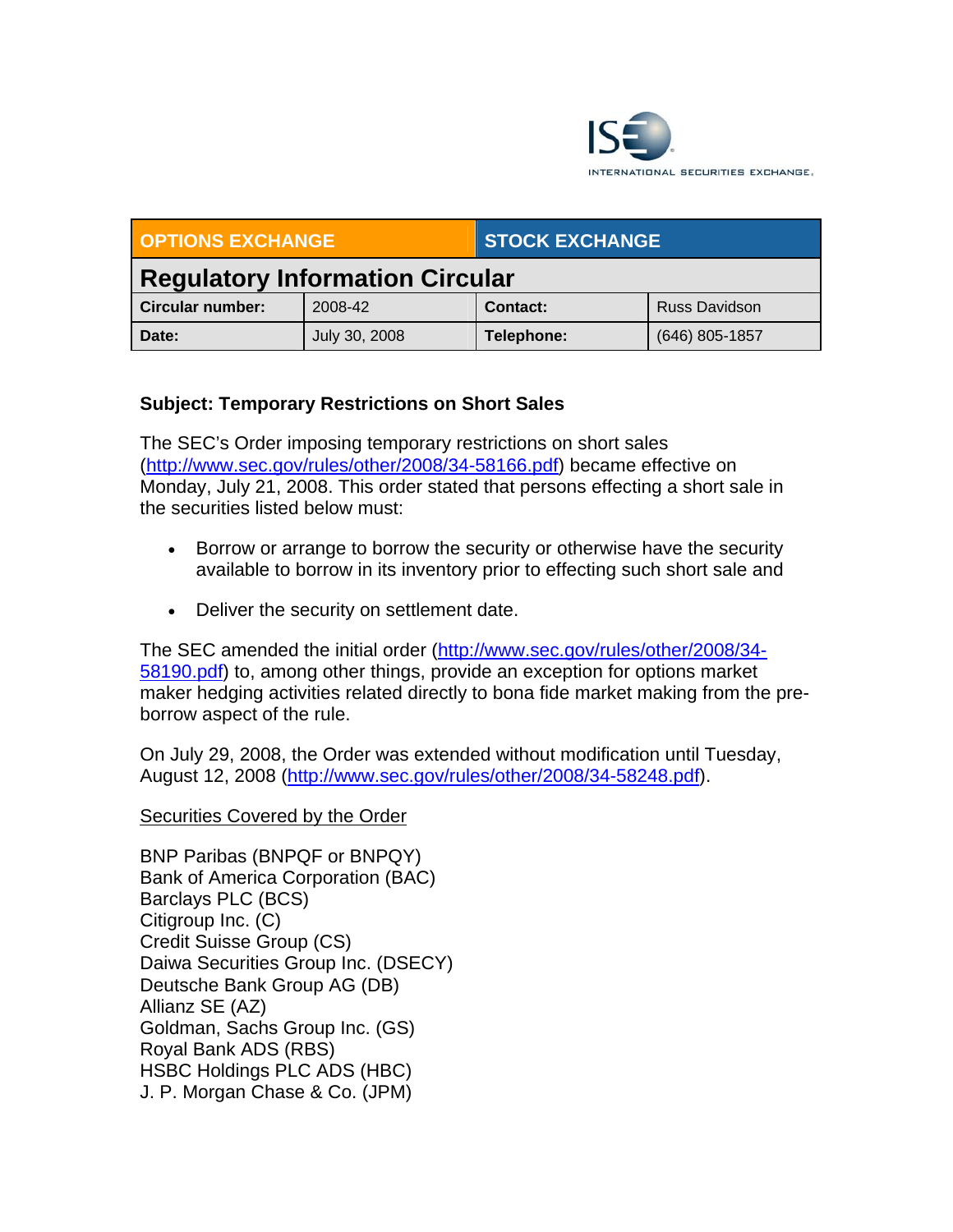ISE INTERNATIONAL SECURITIES EXCHANGE

| OPTIONS EXCHANGE | | STOCK EXCHANGE | |
|---|---|---|---|
| **Regulatory Information Circular** | | | |
| **Circular number:** | 2008-42 | **Contact:** | Russ Davidson |
| **Date:** | July 30, 2008 | **Telephone:** | (646) 805-1857 |

**Subject: Temporary Restrictions on Short Sales**

The SEC's Order imposing temporary restrictions on short sales (http://www.sec.gov/rules/other/2008/34-58166.pdf) became effective on Monday, July 21, 2008. This order stated that persons effecting a short sale in the securities listed below must:

- Borrow or arrange to borrow the security or otherwise have the security available to borrow in its inventory prior to effecting such short sale and
- Deliver the security on settlement date.

The SEC amended the initial order (http://www.sec.gov/rules/other/2008/34-58190.pdf) to, among other things, provide an exception for options market maker hedging activities related directly to bona fide market making from the pre-borrow aspect of the rule.

On July 29, 2008, the Order was extended without modification until Tuesday, August 12, 2008 (http://www.sec.gov/rules/other/2008/34-58248.pdf).

Securities Covered by the Order

BNP Paribas (BNPQF or BNPQY)
Bank of America Corporation (BAC)
Barclays PLC (BCS)
Citigroup Inc. (C)
Credit Suisse Group (CS)
Daiwa Securities Group Inc. (DSECY)
Deutsche Bank Group AG (DB)
Allianz SE (AZ)
Goldman, Sachs Group Inc. (GS)
Royal Bank ADS (RBS)
HSBC Holdings PLC ADS (HBC)
J. P. Morgan Chase & Co. (JPM)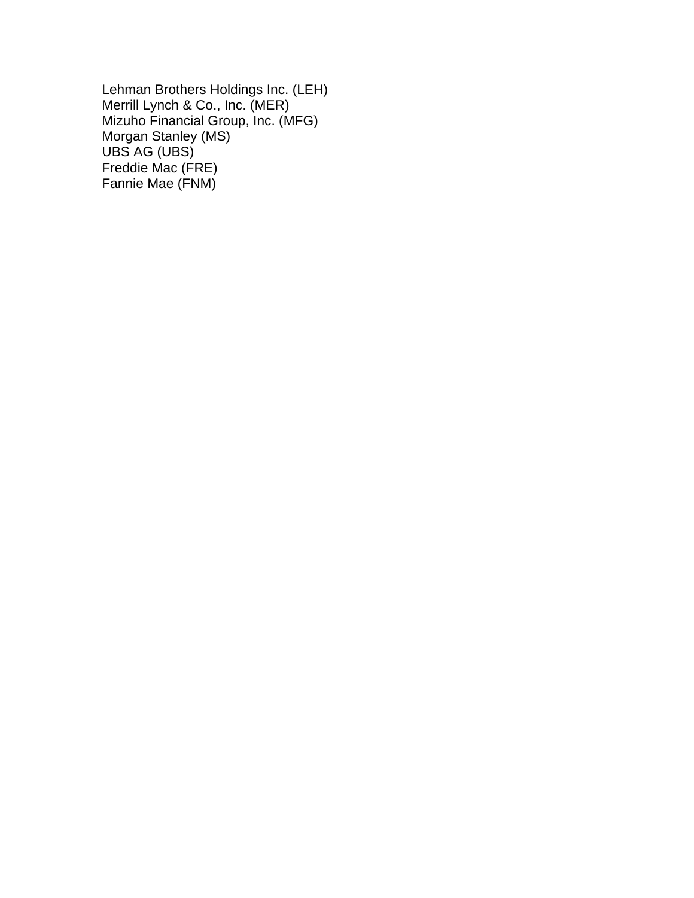Lehman Brothers Holdings Inc. (LEH)
Merrill Lynch & Co., Inc. (MER)
Mizuho Financial Group, Inc. (MFG)
Morgan Stanley (MS)
UBS AG (UBS)
Freddie Mac (FRE)
Fannie Mae (FNM)